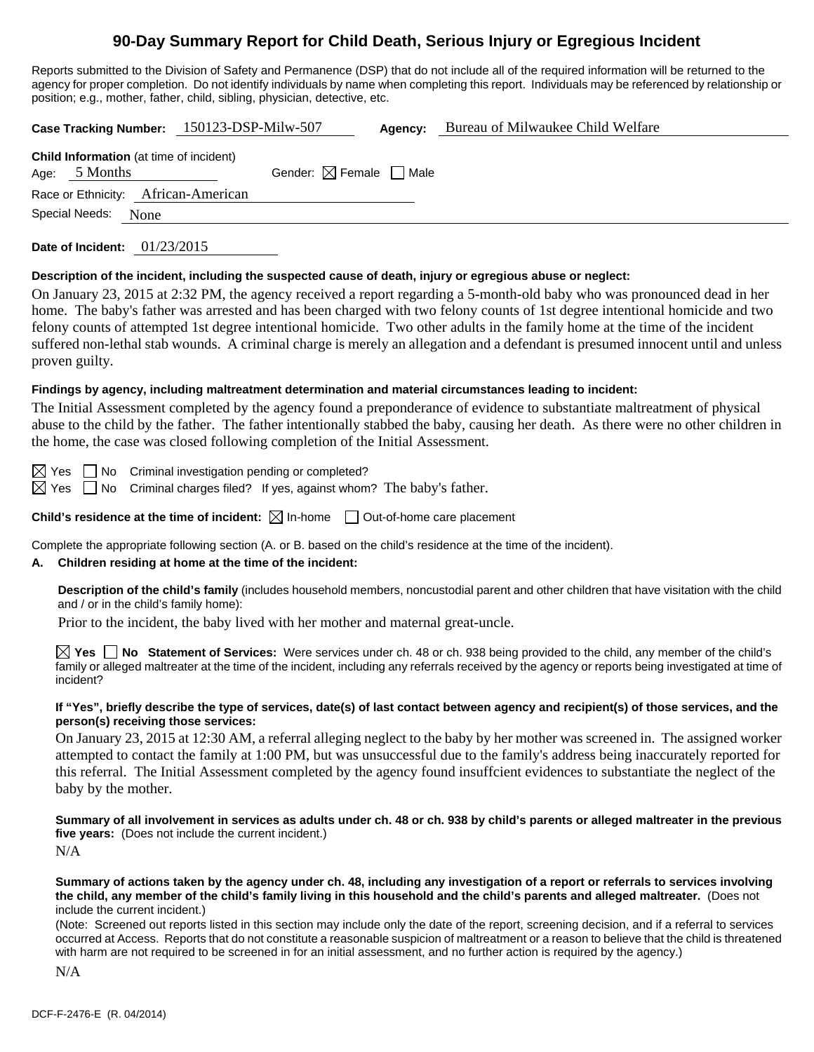# 90-Day Summary Report for Child Death, Serious Injury or Egregious Incident

Reports submitted to the Division of Safety and Permanence (DSP) that do not include all of the required information will be returned to the agency for proper completion. Do not identify individuals by name when completing this report. Individuals may be referenced by relationship or position; e.g., mother, father, child, sibling, physician, detective, etc.

**Case Tracking Number:** 150123-DSP-Milw-507 **Agency:** Bureau of Milwaukee Child Welfare

**Child Information** (at time of incident)

Age: 5 Months Gender: ☒ Female ☐ Male

Race or Ethnicity: African-American

Special Needs: None

**Date of Incident:** 01/23/2015

**Description of the incident, including the suspected cause of death, injury or egregious abuse or neglect:**

On January 23, 2015 at 2:32 PM, the agency received a report regarding a 5-month-old baby who was pronounced dead in her home. The baby's father was arrested and has been charged with two felony counts of 1st degree intentional homicide and two felony counts of attempted 1st degree intentional homicide. Two other adults in the family home at the time of the incident suffered non-lethal stab wounds. A criminal charge is merely an allegation and a defendant is presumed innocent until and unless proven guilty.

**Findings by agency, including maltreatment determination and material circumstances leading to incident:**

The Initial Assessment completed by the agency found a preponderance of evidence to substantiate maltreatment of physical abuse to the child by the father. The father intentionally stabbed the baby, causing her death. As there were no other children in the home, the case was closed following completion of the Initial Assessment.

☒ Yes ☐ No Criminal investigation pending or completed?

☒ Yes ☐ No Criminal charges filed? If yes, against whom? The baby's father.

**Child's residence at the time of incident:** ☒ In-home ☐ Out-of-home care placement

Complete the appropriate following section (A. or B. based on the child's residence at the time of the incident).

**A. Children residing at home at the time of the incident:**

**Description of the child's family** (includes household members, noncustodial parent and other children that have visitation with the child and / or in the child's family home):

Prior to the incident, the baby lived with her mother and maternal great-uncle.

☒ **Yes** ☐ **No Statement of Services:** Were services under ch. 48 or ch. 938 being provided to the child, any member of the child's family or alleged maltreater at the time of the incident, including any referrals received by the agency or reports being investigated at time of incident?

**If "Yes", briefly describe the type of services, date(s) of last contact between agency and recipient(s) of those services, and the person(s) receiving those services:**

On January 23, 2015 at 12:30 AM, a referral alleging neglect to the baby by her mother was screened in. The assigned worker attempted to contact the family at 1:00 PM, but was unsuccessful due to the family's address being inaccurately reported for this referral. The Initial Assessment completed by the agency found insuffcient evidences to substantiate the neglect of the baby by the mother.

**Summary of all involvement in services as adults under ch. 48 or ch. 938 by child's parents or alleged maltreater in the previous five years:** (Does not include the current incident.)

N/A

**Summary of actions taken by the agency under ch. 48, including any investigation of a report or referrals to services involving the child, any member of the child's family living in this household and the child's parents and alleged maltreater.** (Does not include the current incident.)

(Note: Screened out reports listed in this section may include only the date of the report, screening decision, and if a referral to services occurred at Access. Reports that do not constitute a reasonable suspicion of maltreatment or a reason to believe that the child is threatened with harm are not required to be screened in for an initial assessment, and no further action is required by the agency.)

N/A

DCF-F-2476-E (R. 04/2014)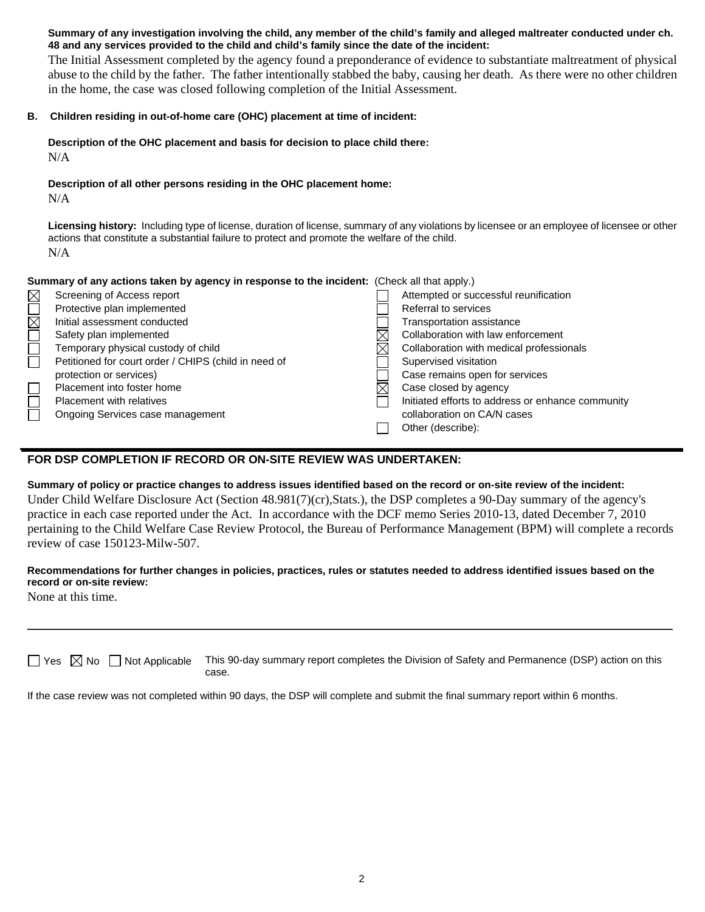**Summary of any investigation involving the child, any member of the child's family and alleged maltreater conducted under ch. 48 and any services provided to the child and child's family since the date of the incident:**

The Initial Assessment completed by the agency found a preponderance of evidence to substantiate maltreatment of physical abuse to the child by the father. The father intentionally stabbed the baby, causing her death. As there were no other children in the home, the case was closed following completion of the Initial Assessment.

**B. Children residing in out-of-home care (OHC) placement at time of incident:**

**Description of the OHC placement and basis for decision to place child there:**

N/A

**Description of all other persons residing in the OHC placement home:**

N/A

**Licensing history:** Including type of license, duration of license, summary of any violations by licensee or an employee of licensee or other actions that constitute a substantial failure to protect and promote the welfare of the child.

N/A

**Summary of any actions taken by agency in response to the incident:** (Check all that apply.)

- [x] Screening of Access report
- [ ] Protective plan implemented
- [x] Initial assessment conducted
- [ ] Safety plan implemented
- [ ] Temporary physical custody of child
- [ ] Petitioned for court order / CHIPS (child in need of protection or services)
- [ ] Placement into foster home
- [ ] Placement with relatives
- [ ] Ongoing Services case management
- [ ] Attempted or successful reunification
- [ ] Referral to services
- [ ] Transportation assistance
- [x] Collaboration with law enforcement
- [x] Collaboration with medical professionals
- [ ] Supervised visitation
- [ ] Case remains open for services
- [x] Case closed by agency
- [ ] Initiated efforts to address or enhance community collaboration on CA/N cases
- [ ] Other (describe):

---

**FOR DSP COMPLETION IF RECORD OR ON-SITE REVIEW WAS UNDERTAKEN:**

**Summary of policy or practice changes to address issues identified based on the record or on-site review of the incident:**

Under Child Welfare Disclosure Act (Section 48.981(7)(cr),Stats.), the DSP completes a 90-Day summary of the agency's practice in each case reported under the Act. In accordance with the DCF memo Series 2010-13, dated December 7, 2010 pertaining to the Child Welfare Case Review Protocol, the Bureau of Performance Management (BPM) will complete a records review of case 150123-Milw-507.

**Recommendations for further changes in policies, practices, rules or statutes needed to address identified issues based on the record or on-site review:**

None at this time.

---

- [ ] Yes
- [x] No
- [ ] Not Applicable

This 90-day summary report completes the Division of Safety and Permanence (DSP) action on this case.

If the case review was not completed within 90 days, the DSP will complete and submit the final summary report within 6 months.